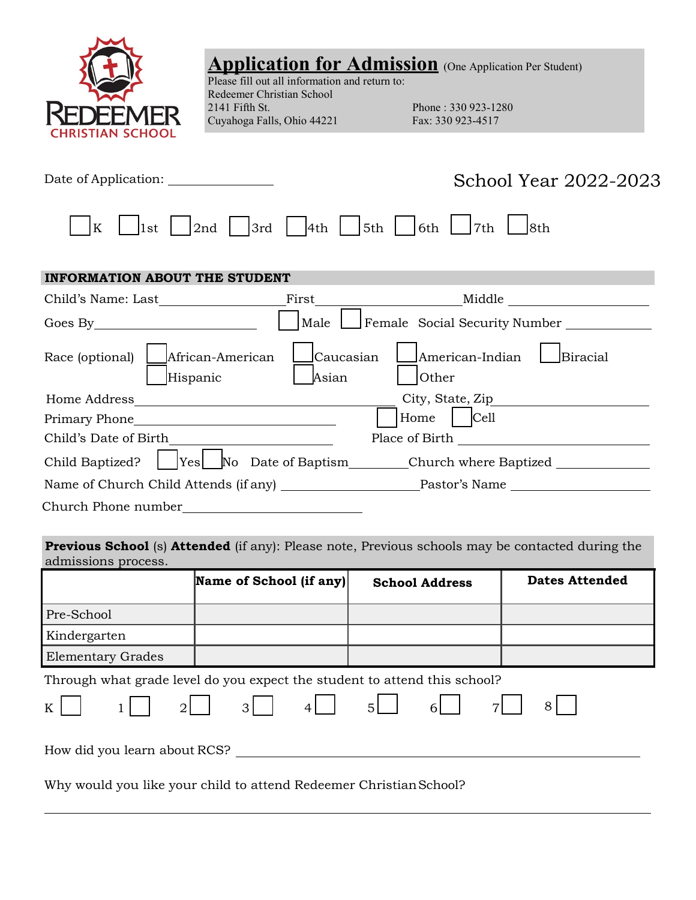# Application for Admission (One Application Per Student)

Please fill out all information and return to:
Redeemer Christian School
2141 Fifth St.
Cuyahoga Falls, Ohio 44221

Phone : 330 923-1280
Fax: 330 923-4517

Date of Application: ______________

School Year 2022-2023

☐ K ☐ 1st ☐ 2nd ☐ 3rd ☐ 4th ☐ 5th ☐ 6th ☐ 7th ☐ 8th

## INFORMATION ABOUT THE STUDENT

Child's Name: Last ______________ First ______________ Middle ______________

Goes By ______________ ☐ Male ☐ Female Social Security Number ______________

Race (optional) ☐ African-American ☐ Caucasian ☐ American-Indian ☐ Biracial ☐ Hispanic ☐ Asian ☐ Other

Home Address ______________ City, State, Zip ______________

Primary Phone ______________ ☐ Home ☐ Cell

Child's Date of Birth ______________ Place of Birth ______________

Child Baptized? ☐ Yes ☐ No Date of Baptism ______________ Church where Baptized ______________

Name of Church Child Attends (if any) ______________ Pastor's Name ______________

Church Phone number ______________

**Previous School** (s) **Attended** (if any): Please note, Previous schools may be contacted during the admissions process.

| | **Name of School (if any)** | **School Address** | **Dates Attended** |
|---|---|---|---|
| Pre-School | | | |
| Kindergarten | | | |
| Elementary Grades | | | |

Through what grade level do you expect the student to attend this school?

K ☐ 1 ☐ 2 ☐ 3 ☐ 4 ☐ 5 ☐ 6 ☐ 7 ☐ 8 ☐

How did you learn about RCS? ______________

Why would you like your child to attend Redeemer Christian School?

______________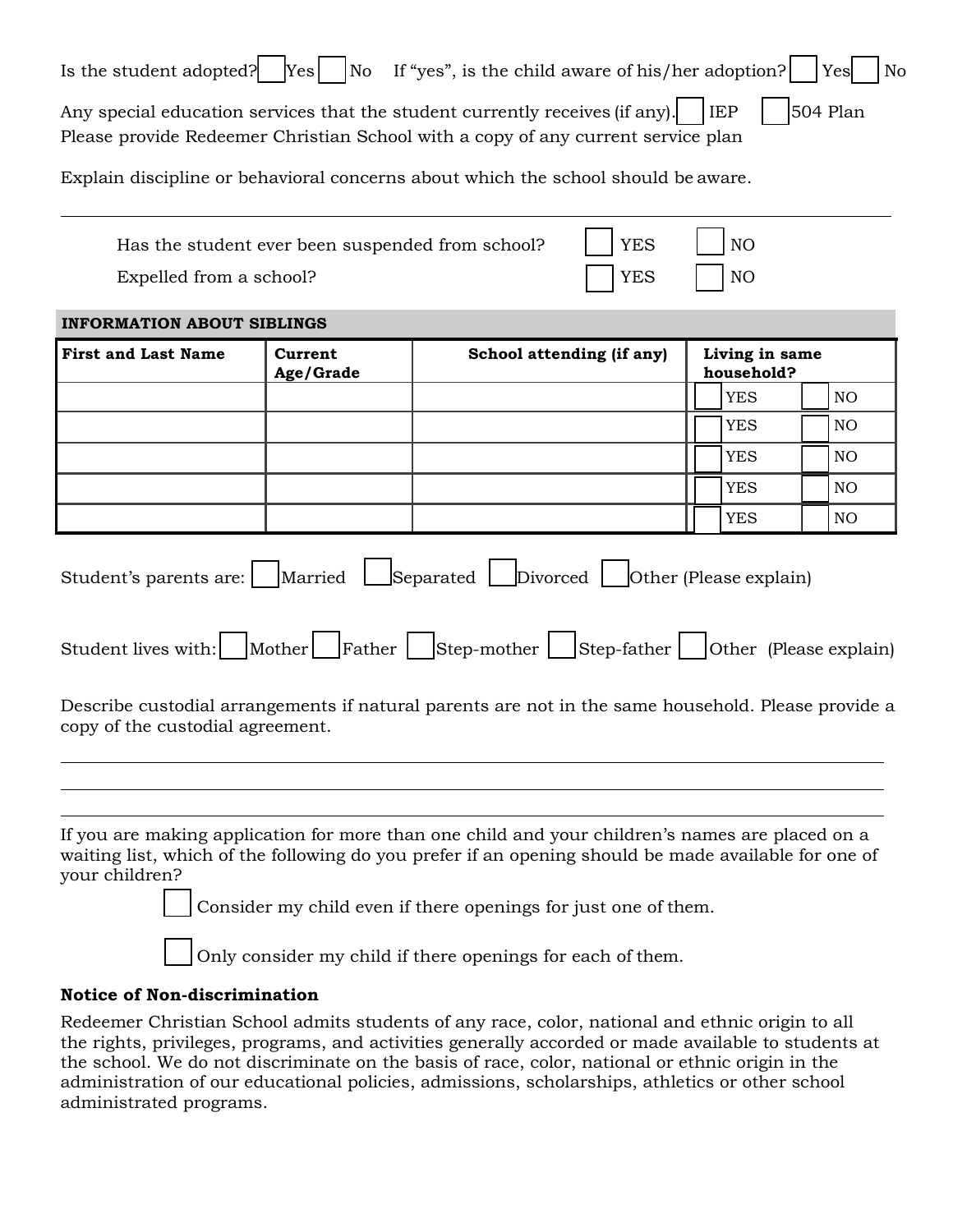Is the student adopted? ☐ Yes ☐ No If "yes", is the child aware of his/her adoption? ☐ Yes ☐ No

Any special education services that the student currently receives (if any). ☐ IEP ☐ 504 Plan
Please provide Redeemer Christian School with a copy of any current service plan

Explain discipline or behavioral concerns about which the school should be aware.

---

Has the student ever been suspended from school? ☐ YES ☐ NO

Expelled from a school? ☐ YES ☐ NO

**INFORMATION ABOUT SIBLINGS**

| First and Last Name | Current Age/Grade | School attending (if any) | Living in same household? | |
|---|---|---|---|---|
| | | | ☐ YES | ☐ NO |
| | | | ☐ YES | ☐ NO |
| | | | ☐ YES | ☐ NO |
| | | | ☐ YES | ☐ NO |
| | | | ☐ YES | ☐ NO |

Student's parents are: ☐ Married ☐ Separated ☐ Divorced ☐ Other (Please explain)

Student lives with: ☐ Mother ☐ Father ☐ Step-mother ☐ Step-father ☐ Other (Please explain)

Describe custodial arrangements if natural parents are not in the same household. Please provide a copy of the custodial agreement.

---

---

---

If you are making application for more than one child and your children's names are placed on a waiting list, which of the following do you prefer if an opening should be made available for one of your children?

☐ Consider my child even if there openings for just one of them.

☐ Only consider my child if there openings for each of them.

**Notice of Non-discrimination**

Redeemer Christian School admits students of any race, color, national and ethnic origin to all the rights, privileges, programs, and activities generally accorded or made available to students at the school. We do not discriminate on the basis of race, color, national or ethnic origin in the administration of our educational policies, admissions, scholarships, athletics or other school administrated programs.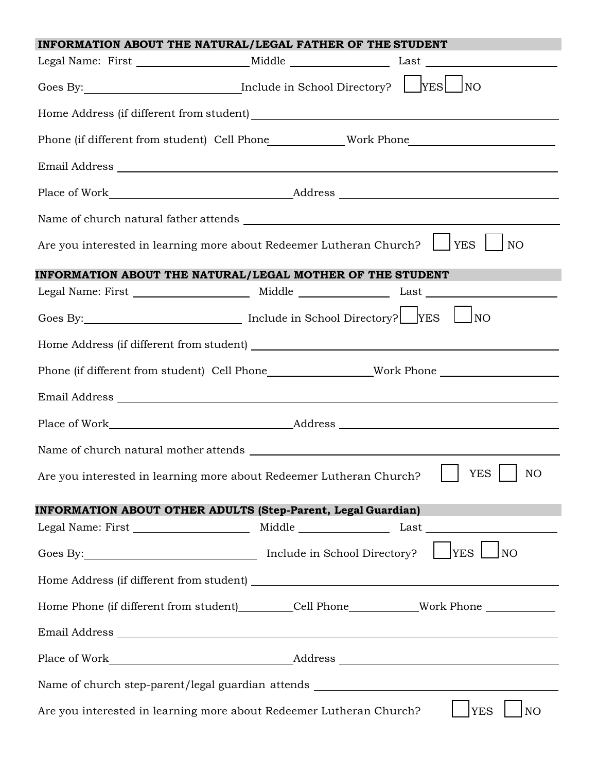## INFORMATION ABOUT THE NATURAL/LEGAL FATHER OF THE STUDENT

Legal Name: First ____________________ Middle ________________ Last ______________________

Goes By: ________________________ Include in School Directory? ☐ YES ☐ NO

Home Address (if different from student) ________________________________________________

Phone (if different from student) Cell Phone ____________ Work Phone ______________________

Email Address ______________________________________________________________________

Place of Work ________________________________ Address _____________________________

Name of church natural father attends ________________________________________________

Are you interested in learning more about Redeemer Lutheran Church? ☐ YES ☐ NO

## INFORMATION ABOUT THE NATURAL/LEGAL MOTHER OF THE STUDENT

Legal Name: First ____________________ Middle ________________ Last ______________________

Goes By: ________________________ Include in School Directory? ☐ YES ☐ NO

Home Address (if different from student) ________________________________________________

Phone (if different from student) Cell Phone ________________ Work Phone ____________________

Email Address ______________________________________________________________________

Place of Work ________________________________ Address _____________________________

Name of church natural mother attends ________________________________________________

Are you interested in learning more about Redeemer Lutheran Church? ☐ YES ☐ NO

## INFORMATION ABOUT OTHER ADULTS (Step-Parent, Legal Guardian)

Legal Name: First ____________________ Middle ________________ Last ______________________

Goes By: ________________________ Include in School Directory? ☐ YES ☐ NO

Home Address (if different from student) ________________________________________________

Home Phone (if different from student) _________ Cell Phone ___________ Work Phone ___________

Email Address ______________________________________________________________________

Place of Work ________________________________ Address _____________________________

Name of church step-parent/legal guardian attends ______________________________________

Are you interested in learning more about Redeemer Lutheran Church? ☐ YES ☐ NO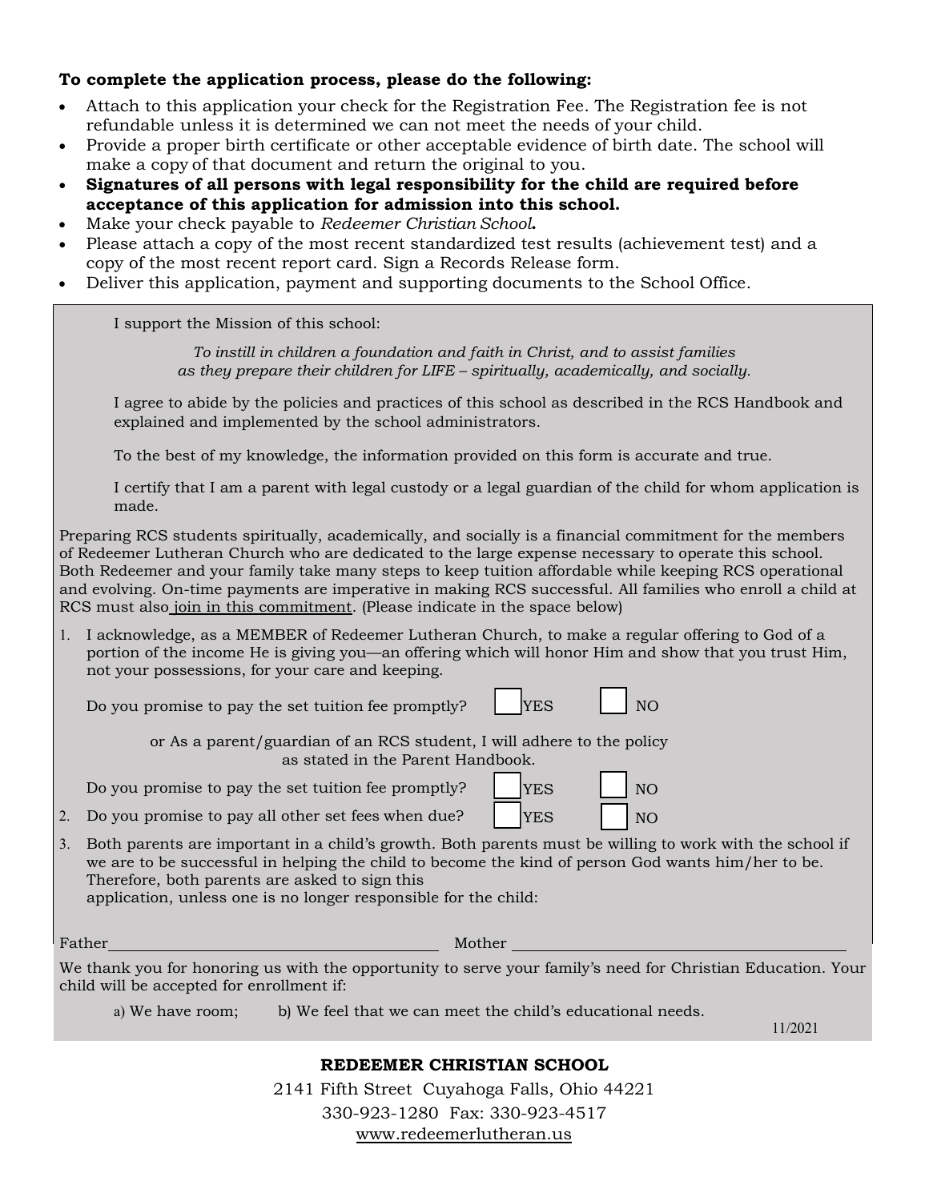**To complete the application process, please do the following:**

- Attach to this application your check for the Registration Fee. The Registration fee is not refundable unless it is determined we can not meet the needs of your child.
- Provide a proper birth certificate or other acceptable evidence of birth date. The school will make a copy of that document and return the original to you.
- **Signatures of all persons with legal responsibility for the child are required before acceptance of this application for admission into this school.**
- Make your check payable to *Redeemer Christian School***.**
- Please attach a copy of the most recent standardized test results (achievement test) and a copy of the most recent report card. Sign a Records Release form.
- Deliver this application, payment and supporting documents to the School Office.

I support the Mission of this school:

*To instill in children a foundation and faith in Christ, and to assist families as they prepare their children for LIFE – spiritually, academically, and socially.*

I agree to abide by the policies and practices of this school as described in the RCS Handbook and explained and implemented by the school administrators.

To the best of my knowledge, the information provided on this form is accurate and true.

I certify that I am a parent with legal custody or a legal guardian of the child for whom application is made.

Preparing RCS students spiritually, academically, and socially is a financial commitment for the members of Redeemer Lutheran Church who are dedicated to the large expense necessary to operate this school. Both Redeemer and your family take many steps to keep tuition affordable while keeping RCS operational and evolving. On-time payments are imperative in making RCS successful. All families who enroll a child at RCS must also join in this commitment. (Please indicate in the space below)

1. I acknowledge, as a MEMBER of Redeemer Lutheran Church, to make a regular offering to God of a portion of the income He is giving you—an offering which will honor Him and show that you trust Him, not your possessions, for your care and keeping.

   Do you promise to pay the set tuition fee promptly? ☐ YES ☐ NO

   or As a parent/guardian of an RCS student, I will adhere to the policy as stated in the Parent Handbook.

   Do you promise to pay the set tuition fee promptly? ☐ YES ☐ NO

2. Do you promise to pay all other set fees when due? ☐ YES ☐ NO

3. Both parents are important in a child's growth. Both parents must be willing to work with the school if we are to be successful in helping the child to become the kind of person God wants him/her to be. Therefore, both parents are asked to sign this application, unless one is no longer responsible for the child:

Father \_\_\_\_\_\_\_\_\_\_\_\_\_\_\_\_\_\_\_\_\_\_\_\_\_\_\_\_\_\_\_\_ Mother \_\_\_\_\_\_\_\_\_\_\_\_\_\_\_\_\_\_\_\_\_\_\_\_\_\_\_\_\_\_\_\_

We thank you for honoring us with the opportunity to serve your family's need for Christian Education. Your child will be accepted for enrollment if:

a) We have room; b) We feel that we can meet the child's educational needs.

11/2021

**REDEEMER CHRISTIAN SCHOOL**

2141 Fifth Street Cuyahoga Falls, Ohio 44221

330-923-1280 Fax: 330-923-4517

www.redeemerlutheran.us